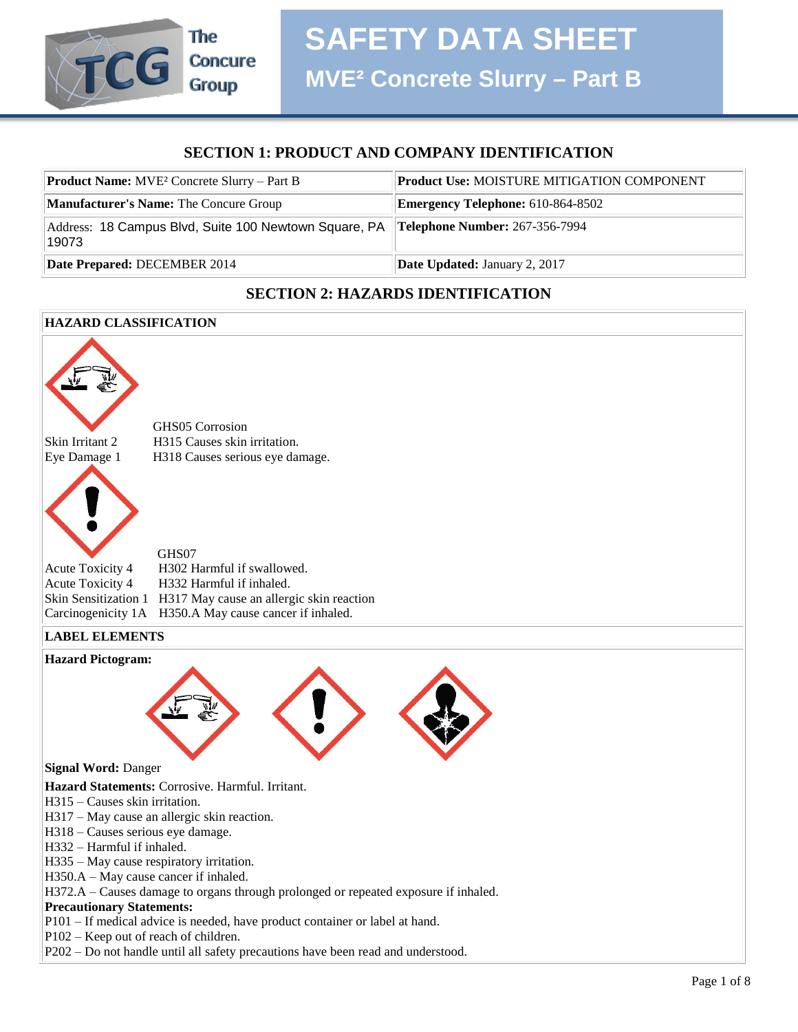# SAFETY DATA SHEET

## MVE² Concrete Slurry – Part B

The Concure Group

### SECTION 1: PRODUCT AND COMPANY IDENTIFICATION

| | |
|---|---|
| **Product Name:** MVE² Concrete Slurry – Part B | **Product Use:** MOISTURE MITIGATION COMPONENT |
| **Manufacturer's Name:** The Concure Group | **Emergency Telephone:** 610-864-8502 |
| Address: 18 Campus Blvd, Suite 100 Newtown Square, PA 19073 | **Telephone Number:** 267-356-7994 |
| **Date Prepared:** DECEMBER 2014 | **Date Updated:** January 2, 2017 |

### SECTION 2: HAZARDS IDENTIFICATION

**HAZARD CLASSIFICATION**

GHS05 Corrosion

| | |
|---|---|
| Skin Irritant 2 | H315 Causes skin irritation. |
| Eye Damage 1 | H318 Causes serious eye damage. |

GHS07

| | |
|---|---|
| Acute Toxicity 4 | H302 Harmful if swallowed. |
| Acute Toxicity 4 | H332 Harmful if inhaled. |
| Skin Sensitization 1 | H317 May cause an allergic skin reaction |
| Carcinogenicity 1A | H350.A May cause cancer if inhaled. |

**LABEL ELEMENTS**

**Hazard Pictogram:**

**Signal Word:** Danger

**Hazard Statements:** Corrosive. Harmful. Irritant.

H315 – Causes skin irritation.
H317 – May cause an allergic skin reaction.
H318 – Causes serious eye damage.
H332 – Harmful if inhaled.
H335 – May cause respiratory irritation.
H350.A – May cause cancer if inhaled.
H372.A – Causes damage to organs through prolonged or repeated exposure if inhaled.

**Precautionary Statements:**

P101 – If medical advice is needed, have product container or label at hand.
P102 – Keep out of reach of children.
P202 – Do not handle until all safety precautions have been read and understood.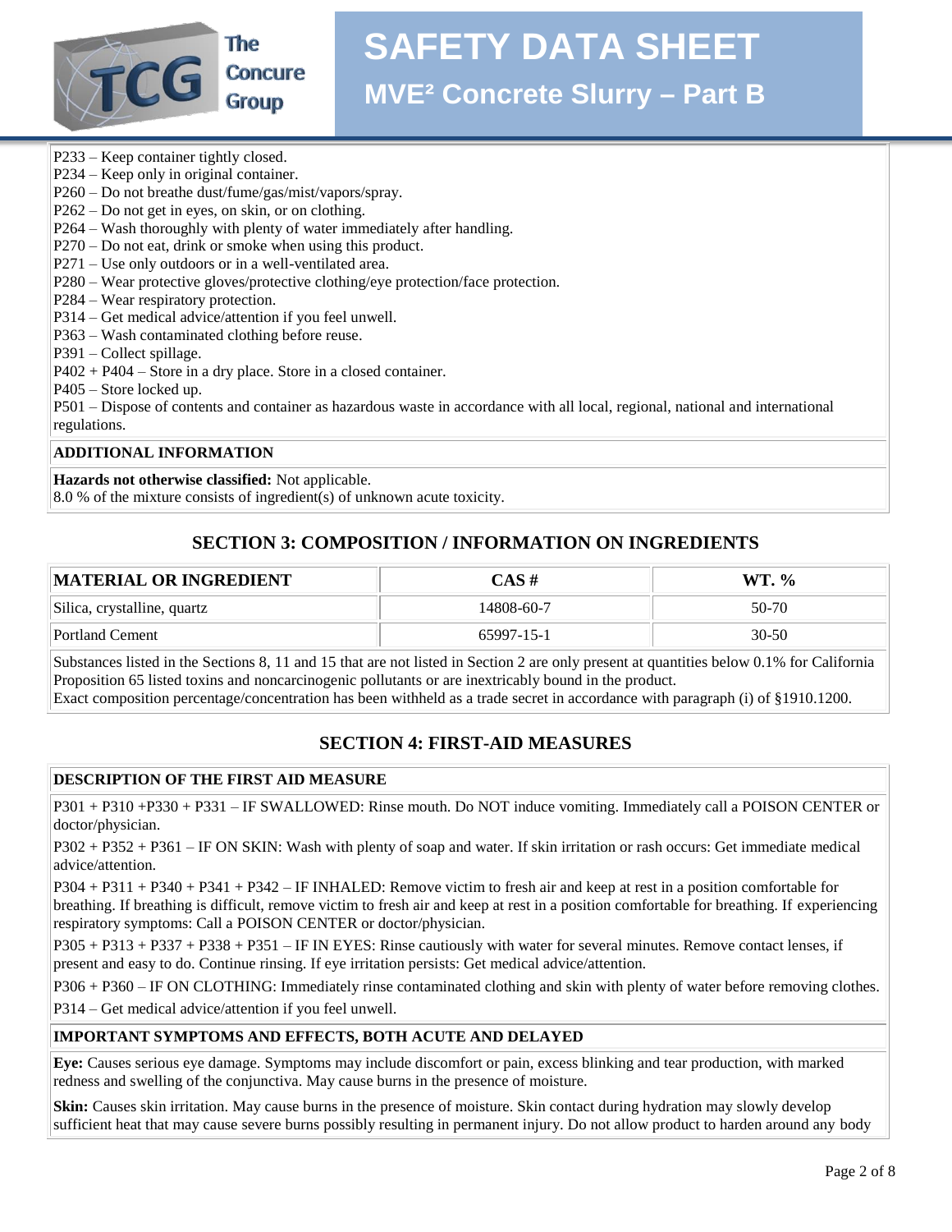P233 – Keep container tightly closed.
P234 – Keep only in original container.
P260 – Do not breathe dust/fume/gas/mist/vapors/spray.
P262 – Do not get in eyes, on skin, or on clothing.
P264 – Wash thoroughly with plenty of water immediately after handling.
P270 – Do not eat, drink or smoke when using this product.
P271 – Use only outdoors or in a well-ventilated area.
P280 – Wear protective gloves/protective clothing/eye protection/face protection.
P284 – Wear respiratory protection.
P314 – Get medical advice/attention if you feel unwell.
P363 – Wash contaminated clothing before reuse.
P391 – Collect spillage.
P402 + P404 – Store in a dry place. Store in a closed container.
P405 – Store locked up.
P501 – Dispose of contents and container as hazardous waste in accordance with all local, regional, national and international regulations.

**ADDITIONAL INFORMATION**

**Hazards not otherwise classified:** Not applicable.
8.0 % of the mixture consists of ingredient(s) of unknown acute toxicity.

## SECTION 3: COMPOSITION / INFORMATION ON INGREDIENTS

| MATERIAL OR INGREDIENT | CAS # | WT. % |
|---|---|---|
| Silica, crystalline, quartz | 14808-60-7 | 50-70 |
| Portland Cement | 65997-15-1 | 30-50 |

Substances listed in the Sections 8, 11 and 15 that are not listed in Section 2 are only present at quantities below 0.1% for California Proposition 65 listed toxins and noncarcinogenic pollutants or are inextricably bound in the product.
Exact composition percentage/concentration has been withheld as a trade secret in accordance with paragraph (i) of §1910.1200.

## SECTION 4: FIRST-AID MEASURES

**DESCRIPTION OF THE FIRST AID MEASURE**

P301 + P310 +P330 + P331 – IF SWALLOWED: Rinse mouth. Do NOT induce vomiting. Immediately call a POISON CENTER or doctor/physician.

P302 + P352 + P361 – IF ON SKIN: Wash with plenty of soap and water. If skin irritation or rash occurs: Get immediate medical advice/attention.

P304 + P311 + P340 + P341 + P342 – IF INHALED: Remove victim to fresh air and keep at rest in a position comfortable for breathing. If breathing is difficult, remove victim to fresh air and keep at rest in a position comfortable for breathing. If experiencing respiratory symptoms: Call a POISON CENTER or doctor/physician.

P305 + P313 + P337 + P338 + P351 – IF IN EYES: Rinse cautiously with water for several minutes. Remove contact lenses, if present and easy to do. Continue rinsing. If eye irritation persists: Get medical advice/attention.

P306 + P360 – IF ON CLOTHING: Immediately rinse contaminated clothing and skin with plenty of water before removing clothes.

P314 – Get medical advice/attention if you feel unwell.

**IMPORTANT SYMPTOMS AND EFFECTS, BOTH ACUTE AND DELAYED**

**Eye:** Causes serious eye damage. Symptoms may include discomfort or pain, excess blinking and tear production, with marked redness and swelling of the conjunctiva. May cause burns in the presence of moisture.

**Skin:** Causes skin irritation. May cause burns in the presence of moisture. Skin contact during hydration may slowly develop sufficient heat that may cause severe burns possibly resulting in permanent injury. Do not allow product to harden around any body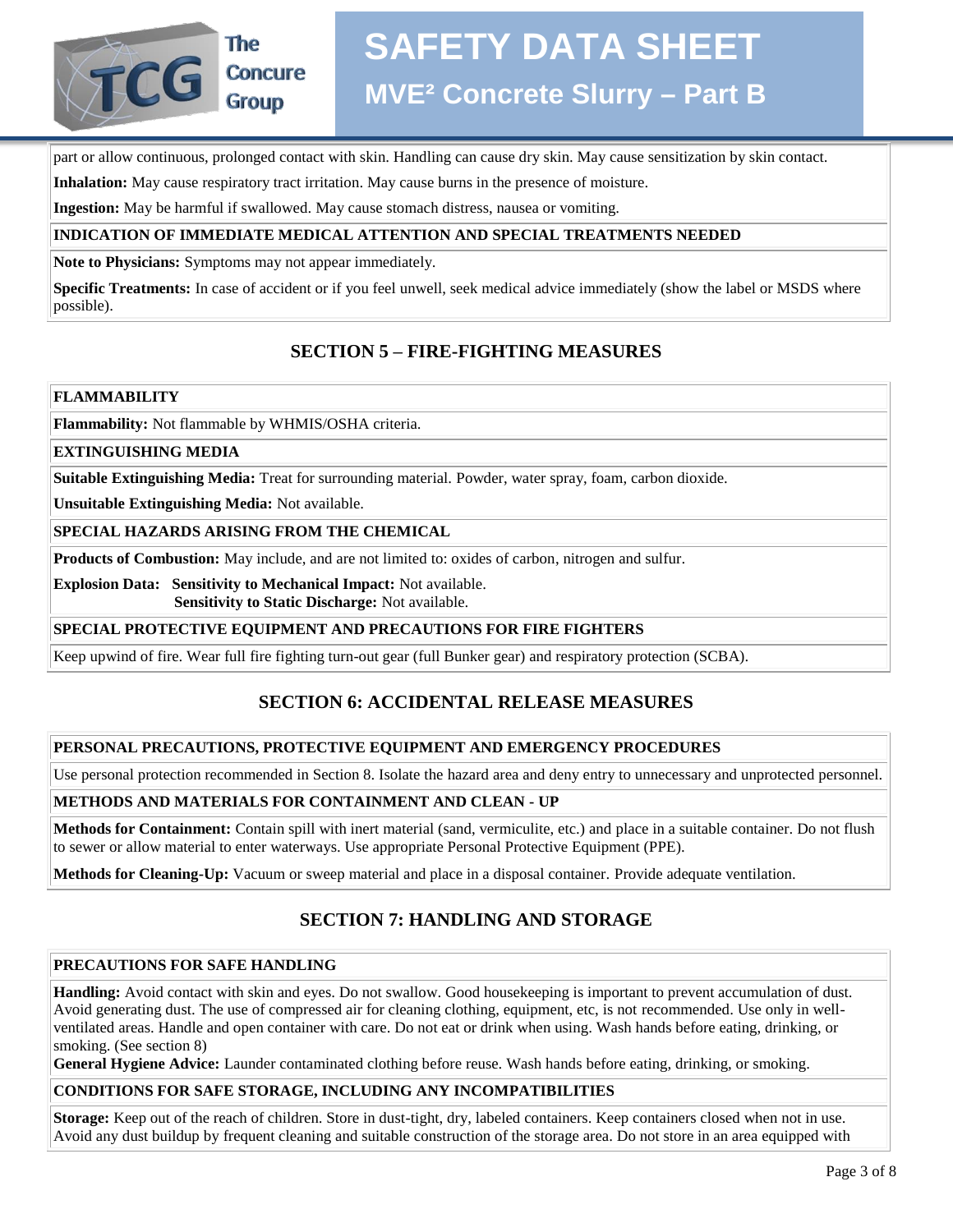part or allow continuous, prolonged contact with skin. Handling can cause dry skin. May cause sensitization by skin contact.

**Inhalation:** May cause respiratory tract irritation. May cause burns in the presence of moisture.

**Ingestion:** May be harmful if swallowed. May cause stomach distress, nausea or vomiting.

**INDICATION OF IMMEDIATE MEDICAL ATTENTION AND SPECIAL TREATMENTS NEEDED**

**Note to Physicians:** Symptoms may not appear immediately.

**Specific Treatments:** In case of accident or if you feel unwell, seek medical advice immediately (show the label or MSDS where possible).

## SECTION 5 – FIRE-FIGHTING MEASURES

**FLAMMABILITY**

**Flammability:** Not flammable by WHMIS/OSHA criteria.

**EXTINGUISHING MEDIA**

**Suitable Extinguishing Media:** Treat for surrounding material. Powder, water spray, foam, carbon dioxide.

**Unsuitable Extinguishing Media:** Not available.

**SPECIAL HAZARDS ARISING FROM THE CHEMICAL**

**Products of Combustion:** May include, and are not limited to: oxides of carbon, nitrogen and sulfur.

**Explosion Data:** **Sensitivity to Mechanical Impact:** Not available.
**Sensitivity to Static Discharge:** Not available.

**SPECIAL PROTECTIVE EQUIPMENT AND PRECAUTIONS FOR FIRE FIGHTERS**

Keep upwind of fire. Wear full fire fighting turn-out gear (full Bunker gear) and respiratory protection (SCBA).

## SECTION 6: ACCIDENTAL RELEASE MEASURES

**PERSONAL PRECAUTIONS, PROTECTIVE EQUIPMENT AND EMERGENCY PROCEDURES**

Use personal protection recommended in Section 8. Isolate the hazard area and deny entry to unnecessary and unprotected personnel.

**METHODS AND MATERIALS FOR CONTAINMENT AND CLEAN - UP**

**Methods for Containment:** Contain spill with inert material (sand, vermiculite, etc.) and place in a suitable container. Do not flush to sewer or allow material to enter waterways. Use appropriate Personal Protective Equipment (PPE).

**Methods for Cleaning-Up:** Vacuum or sweep material and place in a disposal container. Provide adequate ventilation.

## SECTION 7: HANDLING AND STORAGE

**PRECAUTIONS FOR SAFE HANDLING**

**Handling:** Avoid contact with skin and eyes. Do not swallow. Good housekeeping is important to prevent accumulation of dust. Avoid generating dust. The use of compressed air for cleaning clothing, equipment, etc, is not recommended. Use only in well-ventilated areas. Handle and open container with care. Do not eat or drink when using. Wash hands before eating, drinking, or smoking. (See section 8)
**General Hygiene Advice:** Launder contaminated clothing before reuse. Wash hands before eating, drinking, or smoking.

**CONDITIONS FOR SAFE STORAGE, INCLUDING ANY INCOMPATIBILITIES**

**Storage:** Keep out of the reach of children. Store in dust-tight, dry, labeled containers. Keep containers closed when not in use. Avoid any dust buildup by frequent cleaning and suitable construction of the storage area. Do not store in an area equipped with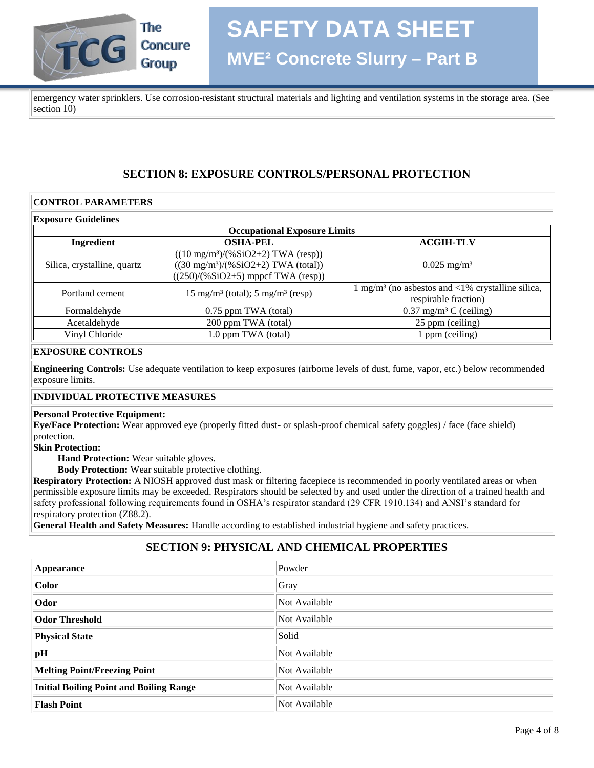emergency water sprinklers. Use corrosion-resistant structural materials and lighting and ventilation systems in the storage area. (See section 10)

## SECTION 8: EXPOSURE CONTROLS/PERSONAL PROTECTION

**CONTROL PARAMETERS**

**Exposure Guidelines**

| Occupational Exposure Limits | | |
|---|---|---|
| **Ingredient** | **OSHA-PEL** | **ACGIH-TLV** |
| Silica, crystalline, quartz | ((10 mg/m³)/(%SiO2+2) TWA (resp))<br>((30 mg/m³)/(%SiO2+2) TWA (total))<br>((250)/(%SiO2+5) mppcf TWA (resp)) | 0.025 mg/m³ |
| Portland cement | 15 mg/m³ (total); 5 mg/m³ (resp) | 1 mg/m³ (no asbestos and <1% crystalline silica, respirable fraction) |
| Formaldehyde | 0.75 ppm TWA (total) | 0.37 mg/m³ C (ceiling) |
| Acetaldehyde | 200 ppm TWA (total) | 25 ppm (ceiling) |
| Vinyl Chloride | 1.0 ppm TWA (total) | 1 ppm (ceiling) |

**EXPOSURE CONTROLS**

**Engineering Controls:** Use adequate ventilation to keep exposures (airborne levels of dust, fume, vapor, etc.) below recommended exposure limits.

**INDIVIDUAL PROTECTIVE MEASURES**

**Personal Protective Equipment:**
**Eye/Face Protection:** Wear approved eye (properly fitted dust- or splash-proof chemical safety goggles) / face (face shield) protection.
**Skin Protection:**

- **Hand Protection:** Wear suitable gloves.
- **Body Protection:** Wear suitable protective clothing.

**Respiratory Protection:** A NIOSH approved dust mask or filtering facepiece is recommended in poorly ventilated areas or when permissible exposure limits may be exceeded. Respirators should be selected by and used under the direction of a trained health and safety professional following requirements found in OSHA's respirator standard (29 CFR 1910.134) and ANSI's standard for respiratory protection (Z88.2).
**General Health and Safety Measures:** Handle according to established industrial hygiene and safety practices.

## SECTION 9: PHYSICAL AND CHEMICAL PROPERTIES

| | |
|---|---|
| **Appearance** | Powder |
| **Color** | Gray |
| **Odor** | Not Available |
| **Odor Threshold** | Not Available |
| **Physical State** | Solid |
| **pH** | Not Available |
| **Melting Point/Freezing Point** | Not Available |
| **Initial Boiling Point and Boiling Range** | Not Available |
| **Flash Point** | Not Available |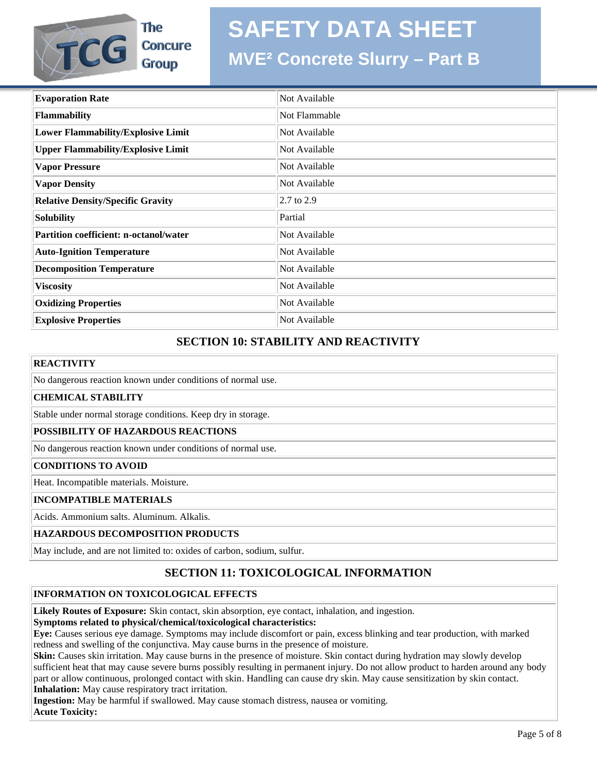| Evaporation Rate | Not Available |
| --- | --- |
| Flammability | Not Flammable |
| Lower Flammability/Explosive Limit | Not Available |
| Upper Flammability/Explosive Limit | Not Available |
| Vapor Pressure | Not Available |
| Vapor Density | Not Available |
| Relative Density/Specific Gravity | 2.7 to 2.9 |
| Solubility | Partial |
| Partition coefficient: n-octanol/water | Not Available |
| Auto-Ignition Temperature | Not Available |
| Decomposition Temperature | Not Available |
| Viscosity | Not Available |
| Oxidizing Properties | Not Available |
| Explosive Properties | Not Available |

## SECTION 10: STABILITY AND REACTIVITY

**REACTIVITY**

No dangerous reaction known under conditions of normal use.

**CHEMICAL STABILITY**

Stable under normal storage conditions. Keep dry in storage.

**POSSIBILITY OF HAZARDOUS REACTIONS**

No dangerous reaction known under conditions of normal use.

**CONDITIONS TO AVOID**

Heat. Incompatible materials. Moisture.

**INCOMPATIBLE MATERIALS**

Acids. Ammonium salts. Aluminum. Alkalis.

**HAZARDOUS DECOMPOSITION PRODUCTS**

May include, and are not limited to: oxides of carbon, sodium, sulfur.

## SECTION 11: TOXICOLOGICAL INFORMATION

**INFORMATION ON TOXICOLOGICAL EFFECTS**

**Likely Routes of Exposure:** Skin contact, skin absorption, eye contact, inhalation, and ingestion.
**Symptoms related to physical/chemical/toxicological characteristics:**
**Eye:** Causes serious eye damage. Symptoms may include discomfort or pain, excess blinking and tear production, with marked redness and swelling of the conjunctiva. May cause burns in the presence of moisture.
**Skin:** Causes skin irritation. May cause burns in the presence of moisture. Skin contact during hydration may slowly develop sufficient heat that may cause severe burns possibly resulting in permanent injury. Do not allow product to harden around any body part or allow continuous, prolonged contact with skin. Handling can cause dry skin. May cause sensitization by skin contact.
**Inhalation:** May cause respiratory tract irritation.
**Ingestion:** May be harmful if swallowed. May cause stomach distress, nausea or vomiting.
**Acute Toxicity:**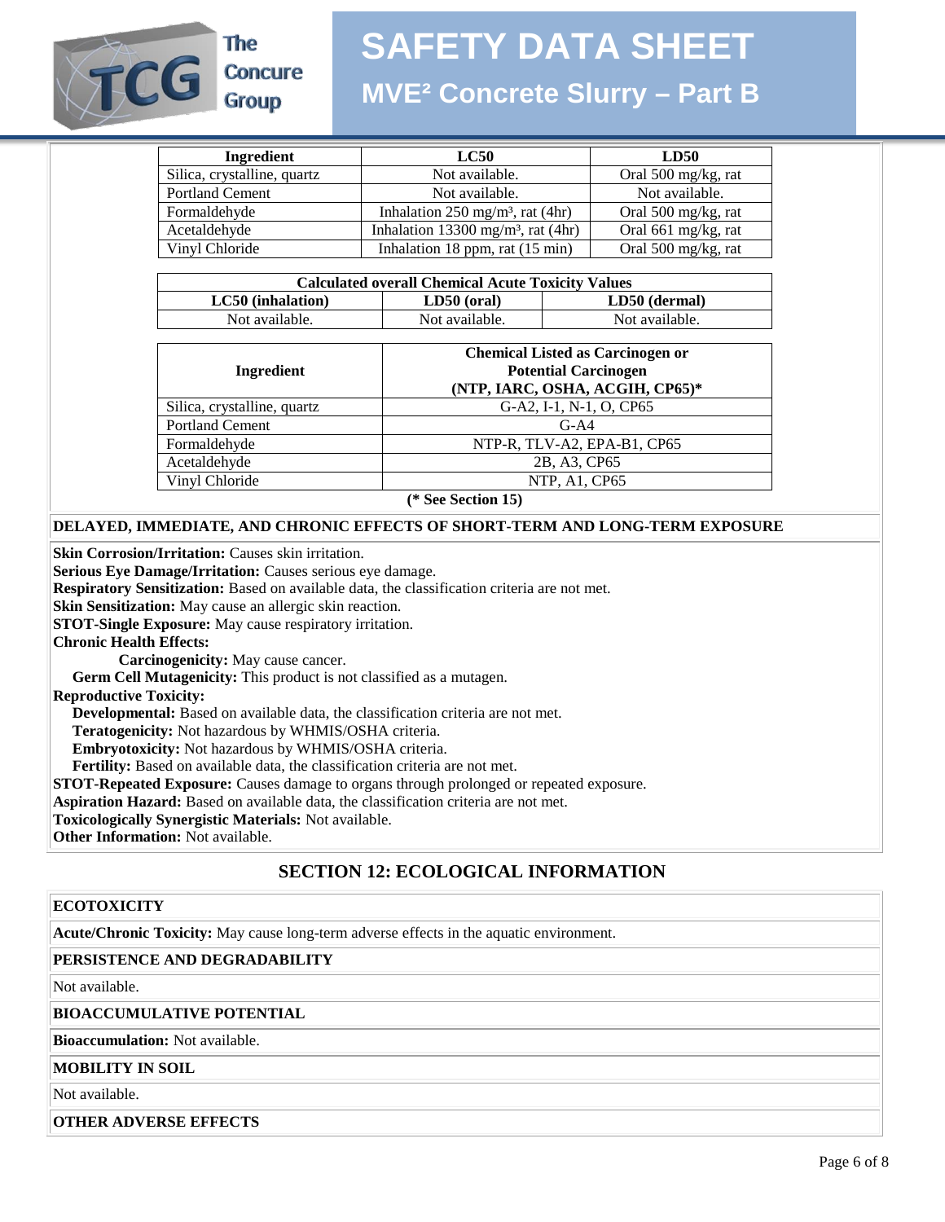| Ingredient | LC50 | LD50 |
|---|---|---|
| Silica, crystalline, quartz | Not available. | Oral 500 mg/kg, rat |
| Portland Cement | Not available. | Not available. |
| Formaldehyde | Inhalation 250 mg/m³, rat (4hr) | Oral 500 mg/kg, rat |
| Acetaldehyde | Inhalation 13300 mg/m³, rat (4hr) | Oral 661 mg/kg, rat |
| Vinyl Chloride | Inhalation 18 ppm, rat (15 min) | Oral 500 mg/kg, rat |

| Calculated overall Chemical Acute Toxicity Values | | |
|---|---|---|
| **LC50 (inhalation)** | **LD50 (oral)** | **LD50 (dermal)** |
| Not available. | Not available. | Not available. |

| Ingredient | Chemical Listed as Carcinogen or Potential Carcinogen (NTP, IARC, OSHA, ACGIH, CP65)* |
|---|---|
| Silica, crystalline, quartz | G-A2, I-1, N-1, O, CP65 |
| Portland Cement | G-A4 |
| Formaldehyde | NTP-R, TLV-A2, EPA-B1, CP65 |
| Acetaldehyde | 2B, A3, CP65 |
| Vinyl Chloride | NTP, A1, CP65 |

**(* See Section 15)**

**DELAYED, IMMEDIATE, AND CHRONIC EFFECTS OF SHORT-TERM AND LONG-TERM EXPOSURE**

**Skin Corrosion/Irritation:** Causes skin irritation.
**Serious Eye Damage/Irritation:** Causes serious eye damage.
**Respiratory Sensitization:** Based on available data, the classification criteria are not met.
**Skin Sensitization:** May cause an allergic skin reaction.
**STOT-Single Exposure:** May cause respiratory irritation.
**Chronic Health Effects:**
**Carcinogenicity:** May cause cancer.
**Germ Cell Mutagenicity:** This product is not classified as a mutagen.
**Reproductive Toxicity:**
**Developmental:** Based on available data, the classification criteria are not met.
**Teratogenicity:** Not hazardous by WHMIS/OSHA criteria.
**Embryotoxicity:** Not hazardous by WHMIS/OSHA criteria.
**Fertility:** Based on available data, the classification criteria are not met.
**STOT-Repeated Exposure:** Causes damage to organs through prolonged or repeated exposure.
**Aspiration Hazard:** Based on available data, the classification criteria are not met.
**Toxicologically Synergistic Materials:** Not available.
**Other Information:** Not available.

## SECTION 12: ECOLOGICAL INFORMATION

**ECOTOXICITY**

**Acute/Chronic Toxicity:** May cause long-term adverse effects in the aquatic environment.

**PERSISTENCE AND DEGRADABILITY**

Not available.

**BIOACCUMULATIVE POTENTIAL**

**Bioaccumulation:** Not available.

**MOBILITY IN SOIL**

Not available.

**OTHER ADVERSE EFFECTS**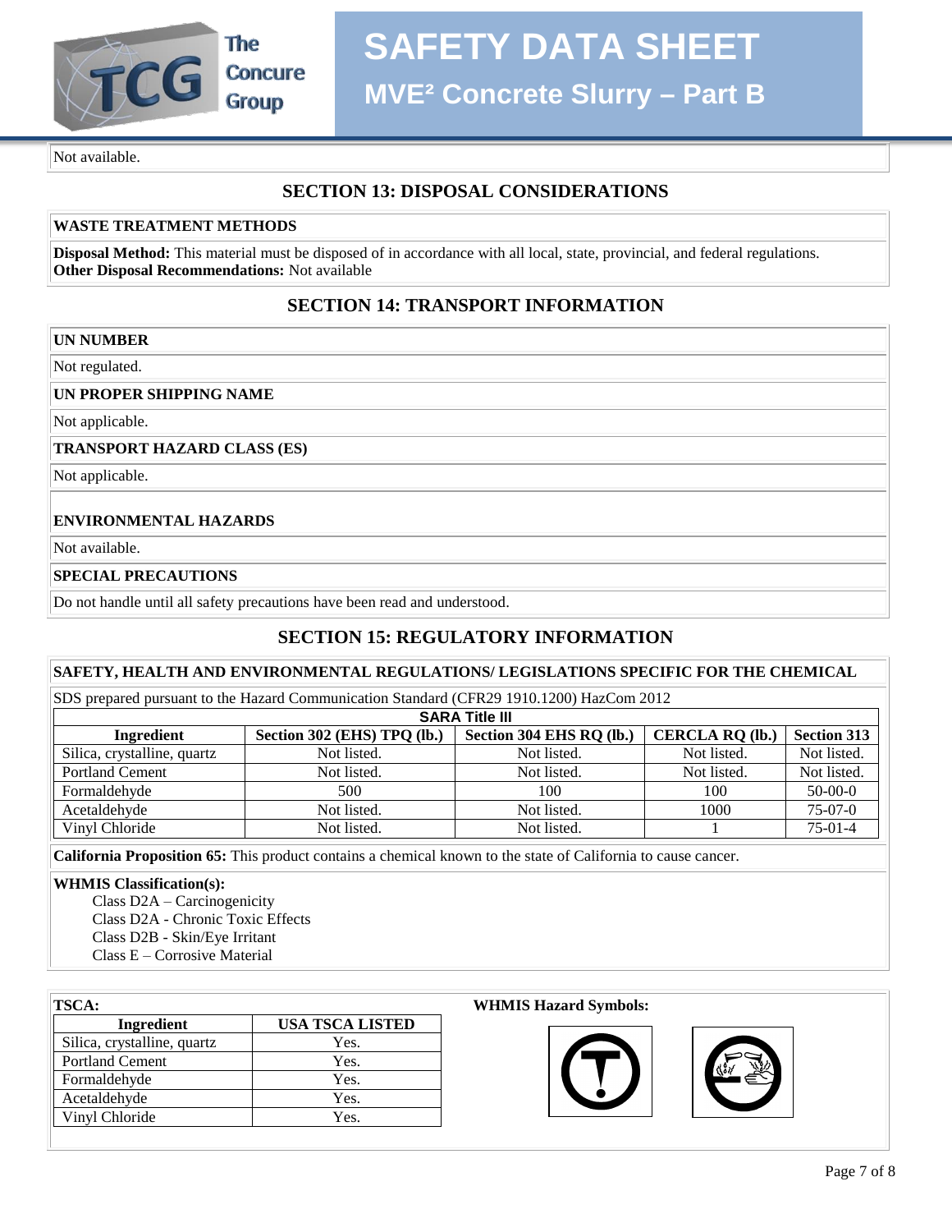Not available.

## SECTION 13: DISPOSAL CONSIDERATIONS

**WASTE TREATMENT METHODS**

**Disposal Method:** This material must be disposed of in accordance with all local, state, provincial, and federal regulations.
**Other Disposal Recommendations:** Not available

## SECTION 14: TRANSPORT INFORMATION

**UN NUMBER**

Not regulated.

**UN PROPER SHIPPING NAME**

Not applicable.

**TRANSPORT HAZARD CLASS (ES)**

Not applicable.

**ENVIRONMENTAL HAZARDS**

Not available.

**SPECIAL PRECAUTIONS**

Do not handle until all safety precautions have been read and understood.

## SECTION 15: REGULATORY INFORMATION

**SAFETY, HEALTH AND ENVIRONMENTAL REGULATIONS/ LEGISLATIONS SPECIFIC FOR THE CHEMICAL**

SDS prepared pursuant to the Hazard Communication Standard (CFR29 1910.1200) HazCom 2012

**SARA Title III**

| Ingredient | Section 302 (EHS) TPQ (lb.) | Section 304 EHS RQ (lb.) | CERCLA RQ (lb.) | Section 313 |
|---|---|---|---|---|
| Silica, crystalline, quartz | Not listed. | Not listed. | Not listed. | Not listed. |
| Portland Cement | Not listed. | Not listed. | Not listed. | Not listed. |
| Formaldehyde | 500 | 100 | 100 | 50-00-0 |
| Acetaldehyde | Not listed. | Not listed. | 1000 | 75-07-0 |
| Vinyl Chloride | Not listed. | Not listed. | 1 | 75-01-4 |

**California Proposition 65:** This product contains a chemical known to the state of California to cause cancer.

**WHMIS Classification(s):**

- Class D2A – Carcinogenicity
- Class D2A - Chronic Toxic Effects
- Class D2B - Skin/Eye Irritant
- Class E – Corrosive Material

**TSCA:**

| Ingredient | USA TSCA LISTED |
|---|---|
| Silica, crystalline, quartz | Yes. |
| Portland Cement | Yes. |
| Formaldehyde | Yes. |
| Acetaldehyde | Yes. |
| Vinyl Chloride | Yes. |

**WHMIS Hazard Symbols:**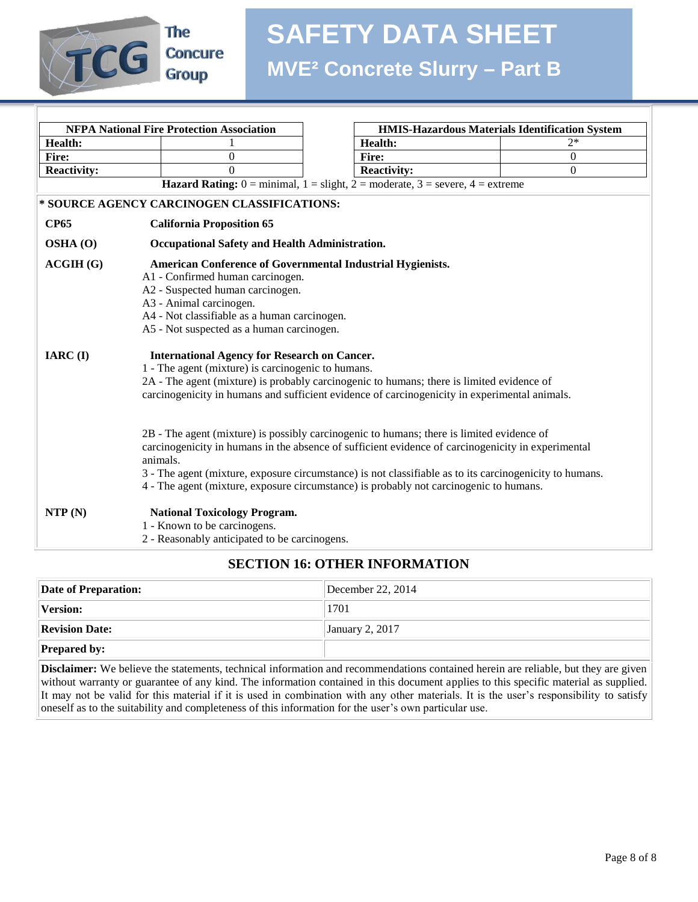# SAFETY DATA SHEET

## MVE² Concrete Slurry – Part B

| NFPA National Fire Protection Association | |
|---|---|
| **Health:** | 1 |
| **Fire:** | 0 |
| **Reactivity:** | 0 |

| HMIS-Hazardous Materials Identification System | |
|---|---|
| **Health:** | 2* |
| **Fire:** | 0 |
| **Reactivity:** | 0 |

**Hazard Rating:** 0 = minimal, 1 = slight, 2 = moderate, 3 = severe, 4 = extreme

**\* SOURCE AGENCY CARCINOGEN CLASSIFICATIONS:**

**CP65** — **California Proposition 65**

**OSHA (O)** — **Occupational Safety and Health Administration.**

**ACGIH (G)** — **American Conference of Governmental Industrial Hygienists.**
- A1 - Confirmed human carcinogen.
- A2 - Suspected human carcinogen.
- A3 - Animal carcinogen.
- A4 - Not classifiable as a human carcinogen.
- A5 - Not suspected as a human carcinogen.

**IARC (I)** — **International Agency for Research on Cancer.**
- 1 - The agent (mixture) is carcinogenic to humans.
- 2A - The agent (mixture) is probably carcinogenic to humans; there is limited evidence of carcinogenicity in humans and sufficient evidence of carcinogenicity in experimental animals.
- 2B - The agent (mixture) is possibly carcinogenic to humans; there is limited evidence of carcinogenicity in humans in the absence of sufficient evidence of carcinogenicity in experimental animals.
- 3 - The agent (mixture, exposure circumstance) is not classifiable as to its carcinogenicity to humans.
- 4 - The agent (mixture, exposure circumstance) is probably not carcinogenic to humans.

**NTP (N)** — **National Toxicology Program.**
- 1 - Known to be carcinogens.
- 2 - Reasonably anticipated to be carcinogens.

## SECTION 16: OTHER INFORMATION

| | |
|---|---|
| **Date of Preparation:** | December 22, 2014 |
| **Version:** | 1701 |
| **Revision Date:** | January 2, 2017 |
| **Prepared by:** | |

**Disclaimer:** We believe the statements, technical information and recommendations contained herein are reliable, but they are given without warranty or guarantee of any kind. The information contained in this document applies to this specific material as supplied. It may not be valid for this material if it is used in combination with any other materials. It is the user's responsibility to satisfy oneself as to the suitability and completeness of this information for the user's own particular use.